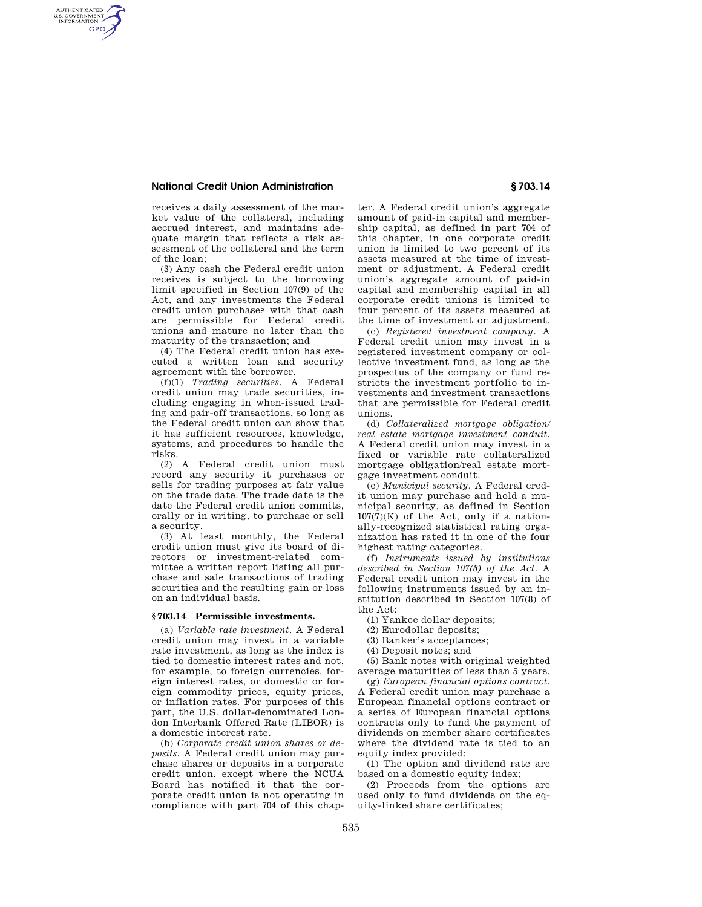receives a daily assessment of the market value of the collateral, including accrued interest, and maintains adequate margin that reflects a risk assessment of the collateral and the term of the loan;

(3) Any cash the Federal credit union receives is subject to the borrowing limit specified in Section 107(9) of the Act, and any investments the Federal credit union purchases with that cash are permissible for Federal credit unions and mature no later than the maturity of the transaction; and

(4) The Federal credit union has executed a written loan and security agreement with the borrower.

(f)(1) *Trading securities.* A Federal credit union may trade securities, including engaging in when-issued trading and pair-off transactions, so long as the Federal credit union can show that it has sufficient resources, knowledge, systems, and procedures to handle the risks.

(2) A Federal credit union must record any security it purchases or sells for trading purposes at fair value on the trade date. The trade date is the date the Federal credit union commits, orally or in writing, to purchase or sell a security.

(3) At least monthly, the Federal credit union must give its board of directors or investment-related committee a written report listing all purchase and sale transactions of trading securities and the resulting gain or loss on an individual basis.

## § 703.14 Permissible investments.

(a) *Variable rate investment.* A Federal credit union may invest in a variable rate investment, as long as the index is tied to domestic interest rates and not, for example, to foreign currencies, foreign interest rates, or domestic or foreign commodity prices, equity prices, or inflation rates. For purposes of this part, the U.S. dollar-denominated London Interbank Offered Rate (LIBOR) is a domestic interest rate.

(b) *Corporate credit union shares or deposits.* A Federal credit union may purchase shares or deposits in a corporate credit union, except where the NCUA Board has notified it that the corporate credit union is not operating in compliance with part 704 of this chapter. A Federal credit union's aggregate amount of paid-in capital and membership capital, as defined in part 704 of this chapter, in one corporate credit union is limited to two percent of its assets measured at the time of investment or adjustment. A Federal credit union's aggregate amount of paid-in capital and membership capital in all corporate credit unions is limited to four percent of its assets measured at the time of investment or adjustment.

(c) *Registered investment company.* A Federal credit union may invest in a registered investment company or collective investment fund, as long as the prospectus of the company or fund restricts the investment portfolio to investments and investment transactions that are permissible for Federal credit unions.

(d) *Collateralized mortgage obligation/real estate mortgage investment conduit.* A Federal credit union may invest in a fixed or variable rate collateralized mortgage obligation/real estate mortgage investment conduit.

(e) *Municipal security.* A Federal credit union may purchase and hold a municipal security, as defined in Section 107(7)(K) of the Act, only if a nationally-recognized statistical rating organization has rated it in one of the four highest rating categories.

(f) *Instruments issued by institutions described in Section 107(8) of the Act.* A Federal credit union may invest in the following instruments issued by an institution described in Section 107(8) of the Act:

(1) Yankee dollar deposits;

(2) Eurodollar deposits;

(3) Banker's acceptances;

(4) Deposit notes; and

(5) Bank notes with original weighted average maturities of less than 5 years.

(g) *European financial options contract.* A Federal credit union may purchase a European financial options contract or a series of European financial options contracts only to fund the payment of dividends on member share certificates where the dividend rate is tied to an equity index provided:

(1) The option and dividend rate are based on a domestic equity index;

(2) Proceeds from the options are used only to fund dividends on the equity-linked share certificates;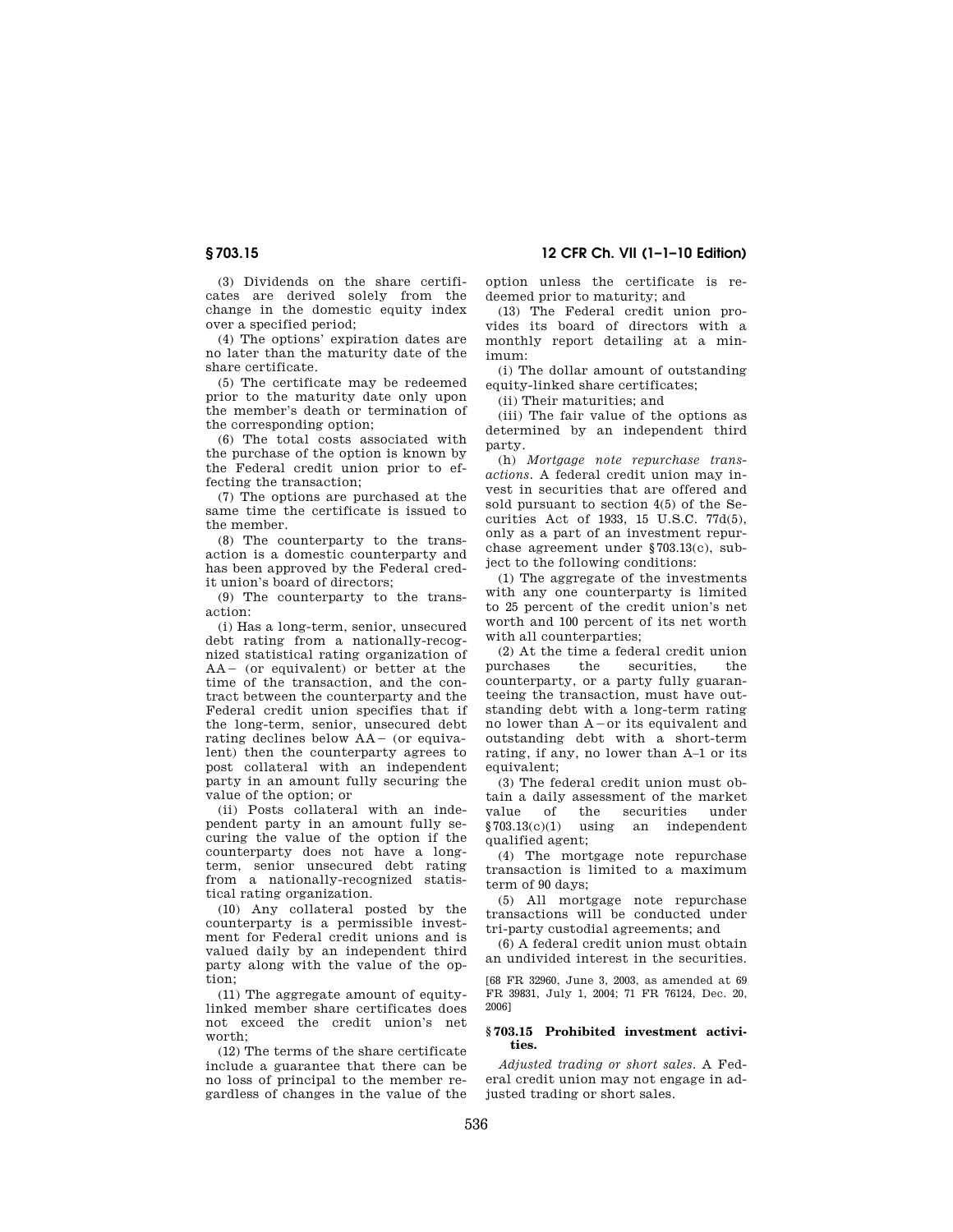(3) Dividends on the share certificates are derived solely from the change in the domestic equity index over a specified period;

(4) The options' expiration dates are no later than the maturity date of the share certificate.

(5) The certificate may be redeemed prior to the maturity date only upon the member's death or termination of the corresponding option;

(6) The total costs associated with the purchase of the option is known by the Federal credit union prior to effecting the transaction;

(7) The options are purchased at the same time the certificate is issued to the member.

(8) The counterparty to the transaction is a domestic counterparty and has been approved by the Federal credit union's board of directors;

(9) The counterparty to the transaction:

(i) Has a long-term, senior, unsecured debt rating from a nationally-recognized statistical rating organization of AA− (or equivalent) or better at the time of the transaction, and the contract between the counterparty and the Federal credit union specifies that if the long-term, senior, unsecured debt rating declines below AA− (or equivalent) then the counterparty agrees to post collateral with an independent party in an amount fully securing the value of the option; or

(ii) Posts collateral with an independent party in an amount fully securing the value of the option if the counterparty does not have a long-term, senior unsecured debt rating from a nationally-recognized statistical rating organization.

(10) Any collateral posted by the counterparty is a permissible investment for Federal credit unions and is valued daily by an independent third party along with the value of the option;

(11) The aggregate amount of equity-linked member share certificates does not exceed the credit union's net worth;

(12) The terms of the share certificate include a guarantee that there can be no loss of principal to the member regardless of changes in the value of the option unless the certificate is redeemed prior to maturity; and

(13) The Federal credit union provides its board of directors with a monthly report detailing at a minimum:

(i) The dollar amount of outstanding equity-linked share certificates;

(ii) Their maturities; and

(iii) The fair value of the options as determined by an independent third party.

(h) *Mortgage note repurchase transactions.* A federal credit union may invest in securities that are offered and sold pursuant to section 4(5) of the Securities Act of 1933, 15 U.S.C. 77d(5), only as a part of an investment repurchase agreement under §703.13(c), subject to the following conditions:

(1) The aggregate of the investments with any one counterparty is limited to 25 percent of the credit union's net worth and 100 percent of its net worth with all counterparties;

(2) At the time a federal credit union purchases the securities, the counterparty, or a party fully guaranteeing the transaction, must have outstanding debt with a long-term rating no lower than A− or its equivalent and outstanding debt with a short-term rating, if any, no lower than A–1 or its equivalent;

(3) The federal credit union must obtain a daily assessment of the market value of the securities under §703.13(c)(1) using an independent qualified agent;

(4) The mortgage note repurchase transaction is limited to a maximum term of 90 days;

(5) All mortgage note repurchase transactions will be conducted under tri-party custodial agreements; and

(6) A federal credit union must obtain an undivided interest in the securities.

[68 FR 32960, June 3, 2003, as amended at 69 FR 39831, July 1, 2004; 71 FR 76124, Dec. 20, 2006]

### § 703.15 Prohibited investment activities.

*Adjusted trading or short sales.* A Federal credit union may not engage in adjusted trading or short sales.